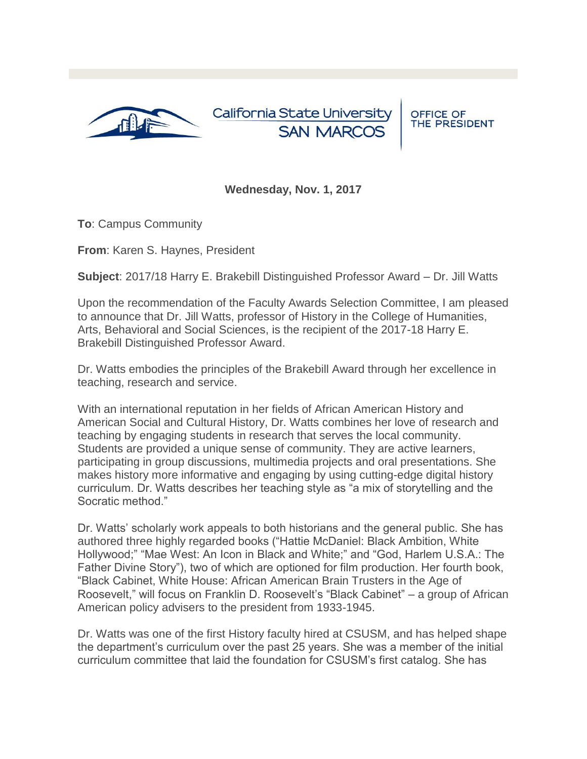California State University SAN MARCOS | OFFICE OF THE PRESIDENT

**Wednesday, Nov. 1, 2017**

**To**: Campus Community

**From**: Karen S. Haynes, President

**Subject**: 2017/18 Harry E. Brakebill Distinguished Professor Award – Dr. Jill Watts

Upon the recommendation of the Faculty Awards Selection Committee, I am pleased to announce that Dr. Jill Watts, professor of History in the College of Humanities, Arts, Behavioral and Social Sciences, is the recipient of the 2017-18 Harry E. Brakebill Distinguished Professor Award.

Dr. Watts embodies the principles of the Brakebill Award through her excellence in teaching, research and service.

With an international reputation in her fields of African American History and American Social and Cultural History, Dr. Watts combines her love of research and teaching by engaging students in research that serves the local community. Students are provided a unique sense of community. They are active learners, participating in group discussions, multimedia projects and oral presentations. She makes history more informative and engaging by using cutting-edge digital history curriculum. Dr. Watts describes her teaching style as "a mix of storytelling and the Socratic method."

Dr. Watts' scholarly work appeals to both historians and the general public. She has authored three highly regarded books ("Hattie McDaniel: Black Ambition, White Hollywood;" "Mae West: An Icon in Black and White;" and "God, Harlem U.S.A.: The Father Divine Story"), two of which are optioned for film production. Her fourth book, "Black Cabinet, White House: African American Brain Trusters in the Age of Roosevelt," will focus on Franklin D. Roosevelt's "Black Cabinet" – a group of African American policy advisers to the president from 1933-1945.

Dr. Watts was one of the first History faculty hired at CSUSM, and has helped shape the department's curriculum over the past 25 years. She was a member of the initial curriculum committee that laid the foundation for CSUSM's first catalog. She has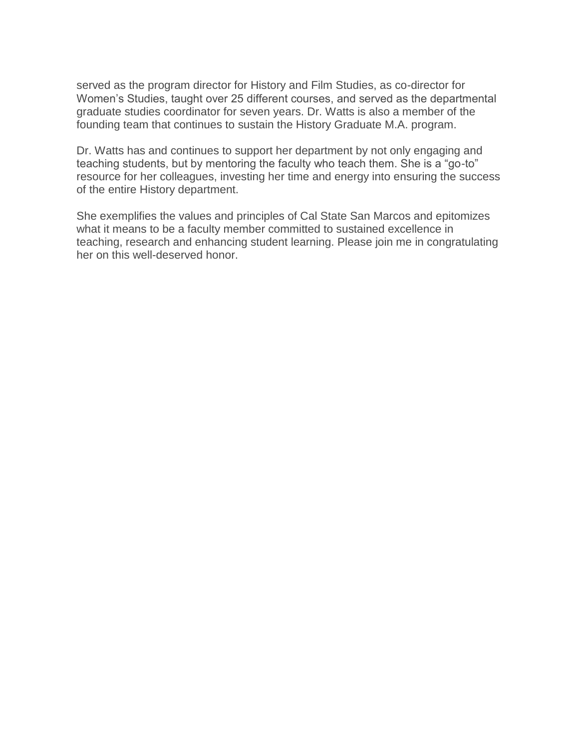served as the program director for History and Film Studies, as co-director for Women's Studies, taught over 25 different courses, and served as the departmental graduate studies coordinator for seven years. Dr. Watts is also a member of the founding team that continues to sustain the History Graduate M.A. program.

Dr. Watts has and continues to support her department by not only engaging and teaching students, but by mentoring the faculty who teach them. She is a "go-to" resource for her colleagues, investing her time and energy into ensuring the success of the entire History department.

She exemplifies the values and principles of Cal State San Marcos and epitomizes what it means to be a faculty member committed to sustained excellence in teaching, research and enhancing student learning. Please join me in congratulating her on this well-deserved honor.